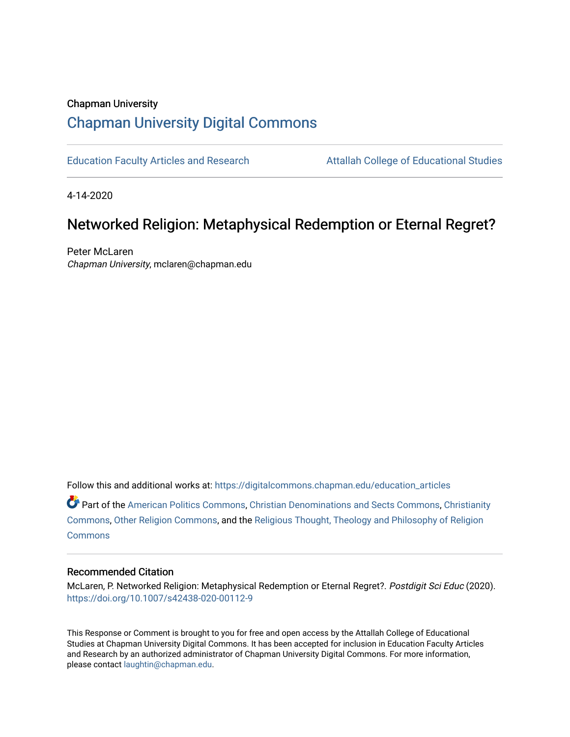Chapman University

# Chapman University Digital Commons

Education Faculty Articles and Research | Attallah College of Educational Studies

4-14-2020

## Networked Religion: Metaphysical Redemption or Eternal Regret?

Peter McLaren
*Chapman University*, mclaren@chapman.edu

Follow this and additional works at: https://digitalcommons.chapman.edu/education_articles

Part of the American Politics Commons, Christian Denominations and Sects Commons, Christianity Commons, Other Religion Commons, and the Religious Thought, Theology and Philosophy of Religion Commons

### Recommended Citation

McLaren, P. Networked Religion: Metaphysical Redemption or Eternal Regret?. *Postdigit Sci Educ* (2020). https://doi.org/10.1007/s42438-020-00112-9

This Response or Comment is brought to you for free and open access by the Attallah College of Educational Studies at Chapman University Digital Commons. It has been accepted for inclusion in Education Faculty Articles and Research by an authorized administrator of Chapman University Digital Commons. For more information, please contact laughtin@chapman.edu.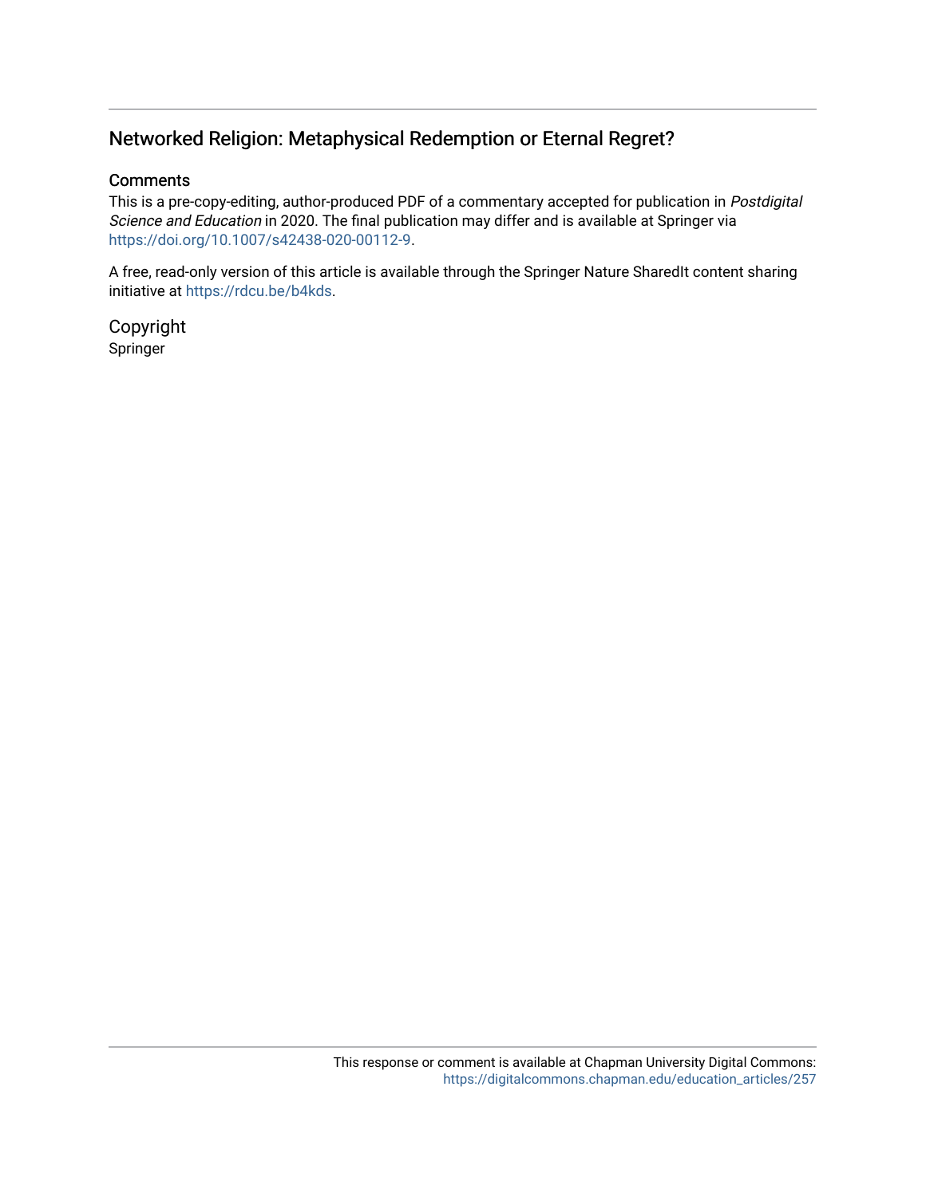## Networked Religion: Metaphysical Redemption or Eternal Regret?

### Comments

This is a pre-copy-editing, author-produced PDF of a commentary accepted for publication in *Postdigital Science and Education* in 2020. The final publication may differ and is available at Springer via https://doi.org/10.1007/s42438-020-00112-9.

A free, read-only version of this article is available through the Springer Nature SharedIt content sharing initiative at https://rdcu.be/b4kds.

### Copyright

Springer

This response or comment is available at Chapman University Digital Commons: https://digitalcommons.chapman.edu/education_articles/257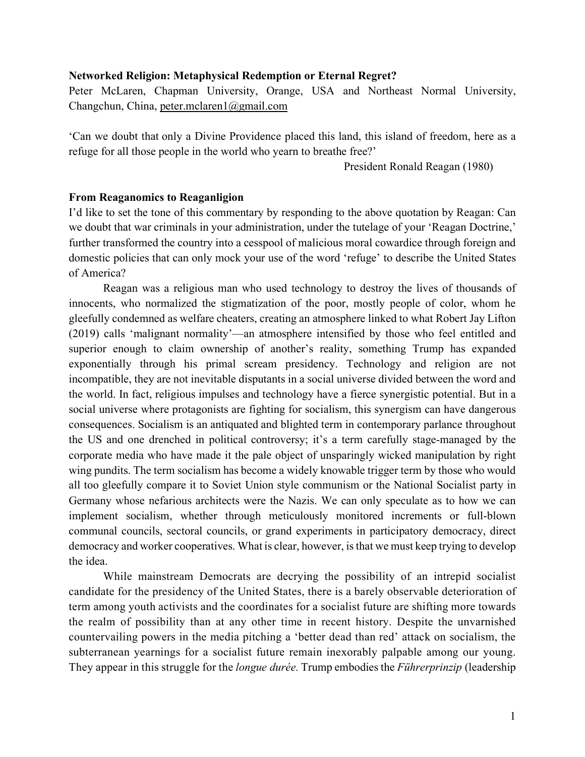**Networked Religion: Metaphysical Redemption or Eternal Regret?**

Peter McLaren, Chapman University, Orange, USA and Northeast Normal University, Changchun, China, peter.mclaren1@gmail.com

'Can we doubt that only a Divine Providence placed this land, this island of freedom, here as a refuge for all those people in the world who yearn to breathe free?'

President Ronald Reagan (1980)

## From Reaganomics to Reaganligion

I'd like to set the tone of this commentary by responding to the above quotation by Reagan: Can we doubt that war criminals in your administration, under the tutelage of your 'Reagan Doctrine,' further transformed the country into a cesspool of malicious moral cowardice through foreign and domestic policies that can only mock your use of the word 'refuge' to describe the United States of America?

Reagan was a religious man who used technology to destroy the lives of thousands of innocents, who normalized the stigmatization of the poor, mostly people of color, whom he gleefully condemned as welfare cheaters, creating an atmosphere linked to what Robert Jay Lifton (2019) calls 'malignant normality'—an atmosphere intensified by those who feel entitled and superior enough to claim ownership of another's reality, something Trump has expanded exponentially through his primal scream presidency. Technology and religion are not incompatible, they are not inevitable disputants in a social universe divided between the word and the world. In fact, religious impulses and technology have a fierce synergistic potential. But in a social universe where protagonists are fighting for socialism, this synergism can have dangerous consequences. Socialism is an antiquated and blighted term in contemporary parlance throughout the US and one drenched in political controversy; it's a term carefully stage-managed by the corporate media who have made it the pale object of unsparingly wicked manipulation by right wing pundits. The term socialism has become a widely knowable trigger term by those who would all too gleefully compare it to Soviet Union style communism or the National Socialist party in Germany whose nefarious architects were the Nazis. We can only speculate as to how we can implement socialism, whether through meticulously monitored increments or full-blown communal councils, sectoral councils, or grand experiments in participatory democracy, direct democracy and worker cooperatives. What is clear, however, is that we must keep trying to develop the idea.

While mainstream Democrats are decrying the possibility of an intrepid socialist candidate for the presidency of the United States, there is a barely observable deterioration of term among youth activists and the coordinates for a socialist future are shifting more towards the realm of possibility than at any other time in recent history. Despite the unvarnished countervailing powers in the media pitching a 'better dead than red' attack on socialism, the subterranean yearnings for a socialist future remain inexorably palpable among our young. They appear in this struggle for the *longue durée*. Trump embodies the *Führerprinzip* (leadership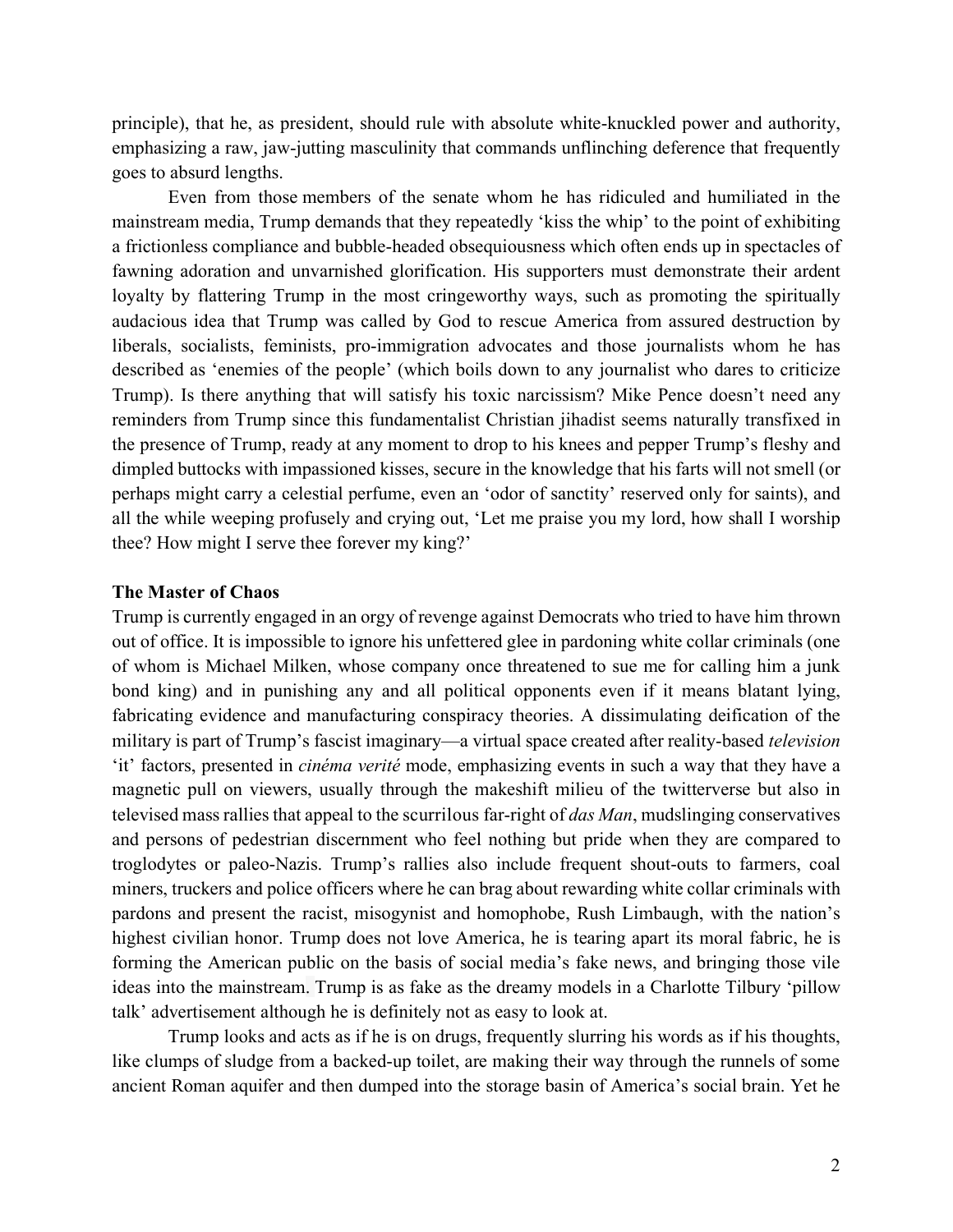principle), that he, as president, should rule with absolute white-knuckled power and authority, emphasizing a raw, jaw-jutting masculinity that commands unflinching deference that frequently goes to absurd lengths.

Even from those members of the senate whom he has ridiculed and humiliated in the mainstream media, Trump demands that they repeatedly 'kiss the whip' to the point of exhibiting a frictionless compliance and bubble-headed obsequiousness which often ends up in spectacles of fawning adoration and unvarnished glorification. His supporters must demonstrate their ardent loyalty by flattering Trump in the most cringeworthy ways, such as promoting the spiritually audacious idea that Trump was called by God to rescue America from assured destruction by liberals, socialists, feminists, pro-immigration advocates and those journalists whom he has described as 'enemies of the people' (which boils down to any journalist who dares to criticize Trump). Is there anything that will satisfy his toxic narcissism? Mike Pence doesn't need any reminders from Trump since this fundamentalist Christian jihadist seems naturally transfixed in the presence of Trump, ready at any moment to drop to his knees and pepper Trump's fleshy and dimpled buttocks with impassioned kisses, secure in the knowledge that his farts will not smell (or perhaps might carry a celestial perfume, even an 'odor of sanctity' reserved only for saints), and all the while weeping profusely and crying out, 'Let me praise you my lord, how shall I worship thee? How might I serve thee forever my king?'

**The Master of Chaos**

Trump is currently engaged in an orgy of revenge against Democrats who tried to have him thrown out of office. It is impossible to ignore his unfettered glee in pardoning white collar criminals (one of whom is Michael Milken, whose company once threatened to sue me for calling him a junk bond king) and in punishing any and all political opponents even if it means blatant lying, fabricating evidence and manufacturing conspiracy theories. A dissimulating deification of the military is part of Trump's fascist imaginary—a virtual space created after reality-based *television* 'it' factors, presented in *cinéma verité* mode, emphasizing events in such a way that they have a magnetic pull on viewers, usually through the makeshift milieu of the twitterverse but also in televised mass rallies that appeal to the scurrilous far-right of *das Man*, mudslinging conservatives and persons of pedestrian discernment who feel nothing but pride when they are compared to troglodytes or paleo-Nazis. Trump's rallies also include frequent shout-outs to farmers, coal miners, truckers and police officers where he can brag about rewarding white collar criminals with pardons and present the racist, misogynist and homophobe, Rush Limbaugh, with the nation's highest civilian honor. Trump does not love America, he is tearing apart its moral fabric, he is forming the American public on the basis of social media's fake news, and bringing those vile ideas into the mainstream. Trump is as fake as the dreamy models in a Charlotte Tilbury 'pillow talk' advertisement although he is definitely not as easy to look at.

Trump looks and acts as if he is on drugs, frequently slurring his words as if his thoughts, like clumps of sludge from a backed-up toilet, are making their way through the runnels of some ancient Roman aquifer and then dumped into the storage basin of America's social brain. Yet he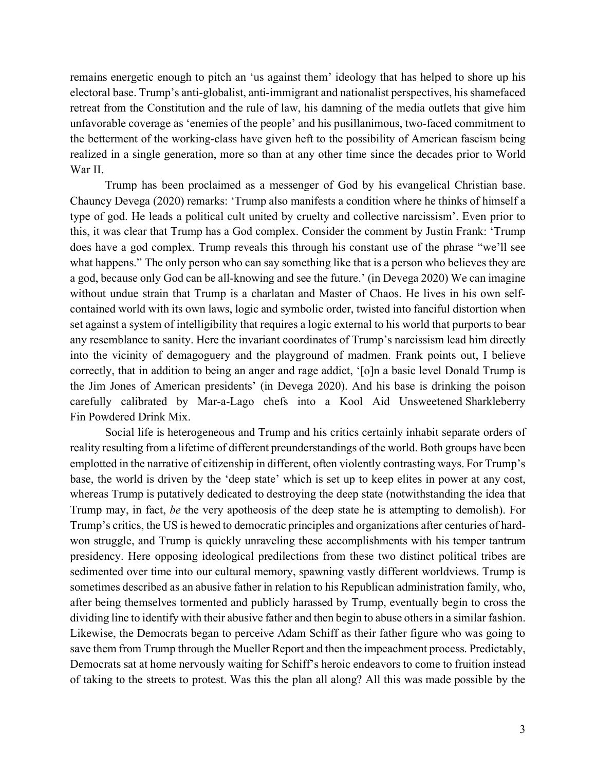remains energetic enough to pitch an 'us against them' ideology that has helped to shore up his electoral base. Trump's anti-globalist, anti-immigrant and nationalist perspectives, his shamefaced retreat from the Constitution and the rule of law, his damning of the media outlets that give him unfavorable coverage as 'enemies of the people' and his pusillanimous, two-faced commitment to the betterment of the working-class have given heft to the possibility of American fascism being realized in a single generation, more so than at any other time since the decades prior to World War II.

Trump has been proclaimed as a messenger of God by his evangelical Christian base. Chauncy Devega (2020) remarks: 'Trump also manifests a condition where he thinks of himself a type of god. He leads a political cult united by cruelty and collective narcissism'. Even prior to this, it was clear that Trump has a God complex. Consider the comment by Justin Frank: 'Trump does have a god complex. Trump reveals this through his constant use of the phrase "we'll see what happens." The only person who can say something like that is a person who believes they are a god, because only God can be all-knowing and see the future.' (in Devega 2020) We can imagine without undue strain that Trump is a charlatan and Master of Chaos. He lives in his own self-contained world with its own laws, logic and symbolic order, twisted into fanciful distortion when set against a system of intelligibility that requires a logic external to his world that purports to bear any resemblance to sanity. Here the invariant coordinates of Trump's narcissism lead him directly into the vicinity of demagoguery and the playground of madmen. Frank points out, I believe correctly, that in addition to being an anger and rage addict, '[o]n a basic level Donald Trump is the Jim Jones of American presidents' (in Devega 2020). And his base is drinking the poison carefully calibrated by Mar-a-Lago chefs into a Kool Aid Unsweetened Sharkleberry Fin Powdered Drink Mix.

Social life is heterogeneous and Trump and his critics certainly inhabit separate orders of reality resulting from a lifetime of different preunderstandings of the world. Both groups have been emplotted in the narrative of citizenship in different, often violently contrasting ways. For Trump's base, the world is driven by the 'deep state' which is set up to keep elites in power at any cost, whereas Trump is putatively dedicated to destroying the deep state (notwithstanding the idea that Trump may, in fact, *be* the very apotheosis of the deep state he is attempting to demolish). For Trump's critics, the US is hewed to democratic principles and organizations after centuries of hard-won struggle, and Trump is quickly unraveling these accomplishments with his temper tantrum presidency. Here opposing ideological predilections from these two distinct political tribes are sedimented over time into our cultural memory, spawning vastly different worldviews. Trump is sometimes described as an abusive father in relation to his Republican administration family, who, after being themselves tormented and publicly harassed by Trump, eventually begin to cross the dividing line to identify with their abusive father and then begin to abuse others in a similar fashion. Likewise, the Democrats began to perceive Adam Schiff as their father figure who was going to save them from Trump through the Mueller Report and then the impeachment process. Predictably, Democrats sat at home nervously waiting for Schiff's heroic endeavors to come to fruition instead of taking to the streets to protest. Was this the plan all along? All this was made possible by the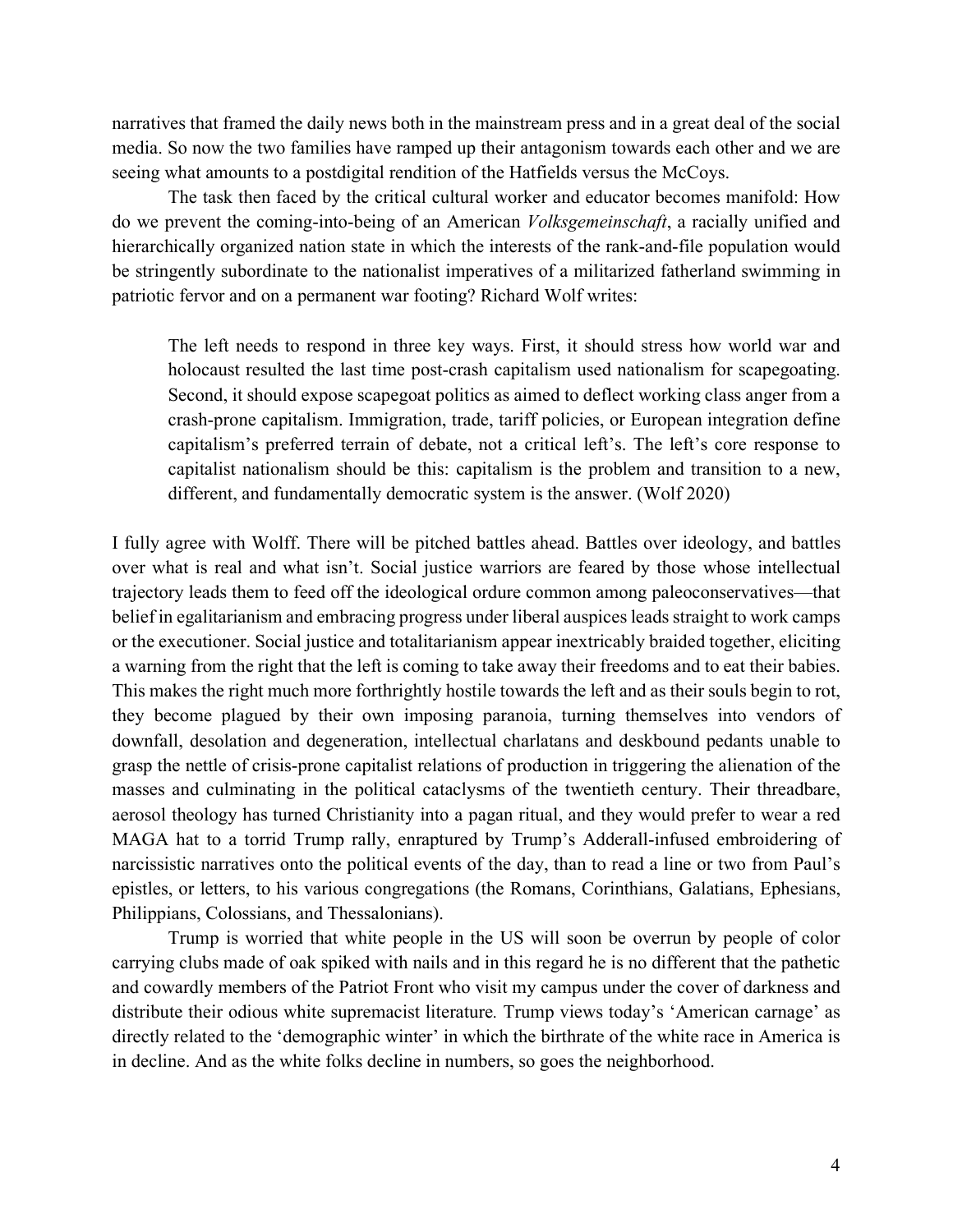narratives that framed the daily news both in the mainstream press and in a great deal of the social media. So now the two families have ramped up their antagonism towards each other and we are seeing what amounts to a postdigital rendition of the Hatfields versus the McCoys.

The task then faced by the critical cultural worker and educator becomes manifold: How do we prevent the coming-into-being of an American *Volksgemeinschaft*, a racially unified and hierarchically organized nation state in which the interests of the rank-and-file population would be stringently subordinate to the nationalist imperatives of a militarized fatherland swimming in patriotic fervor and on a permanent war footing? Richard Wolf writes:

> The left needs to respond in three key ways. First, it should stress how world war and holocaust resulted the last time post-crash capitalism used nationalism for scapegoating. Second, it should expose scapegoat politics as aimed to deflect working class anger from a crash-prone capitalism. Immigration, trade, tariff policies, or European integration define capitalism's preferred terrain of debate, not a critical left's. The left's core response to capitalist nationalism should be this: capitalism is the problem and transition to a new, different, and fundamentally democratic system is the answer. (Wolf 2020)

I fully agree with Wolff. There will be pitched battles ahead. Battles over ideology, and battles over what is real and what isn't. Social justice warriors are feared by those whose intellectual trajectory leads them to feed off the ideological ordure common among paleoconservatives—that belief in egalitarianism and embracing progress under liberal auspices leads straight to work camps or the executioner. Social justice and totalitarianism appear inextricably braided together, eliciting a warning from the right that the left is coming to take away their freedoms and to eat their babies. This makes the right much more forthrightly hostile towards the left and as their souls begin to rot, they become plagued by their own imposing paranoia, turning themselves into vendors of downfall, desolation and degeneration, intellectual charlatans and deskbound pedants unable to grasp the nettle of crisis-prone capitalist relations of production in triggering the alienation of the masses and culminating in the political cataclysms of the twentieth century. Their threadbare, aerosol theology has turned Christianity into a pagan ritual, and they would prefer to wear a red MAGA hat to a torrid Trump rally, enraptured by Trump's Adderall-infused embroidering of narcissistic narratives onto the political events of the day, than to read a line or two from Paul's epistles, or letters, to his various congregations (the Romans, Corinthians, Galatians, Ephesians, Philippians, Colossians, and Thessalonians).

Trump is worried that white people in the US will soon be overrun by people of color carrying clubs made of oak spiked with nails and in this regard he is no different that the pathetic and cowardly members of the Patriot Front who visit my campus under the cover of darkness and distribute their odious white supremacist literature. Trump views today's 'American carnage' as directly related to the 'demographic winter' in which the birthrate of the white race in America is in decline. And as the white folks decline in numbers, so goes the neighborhood.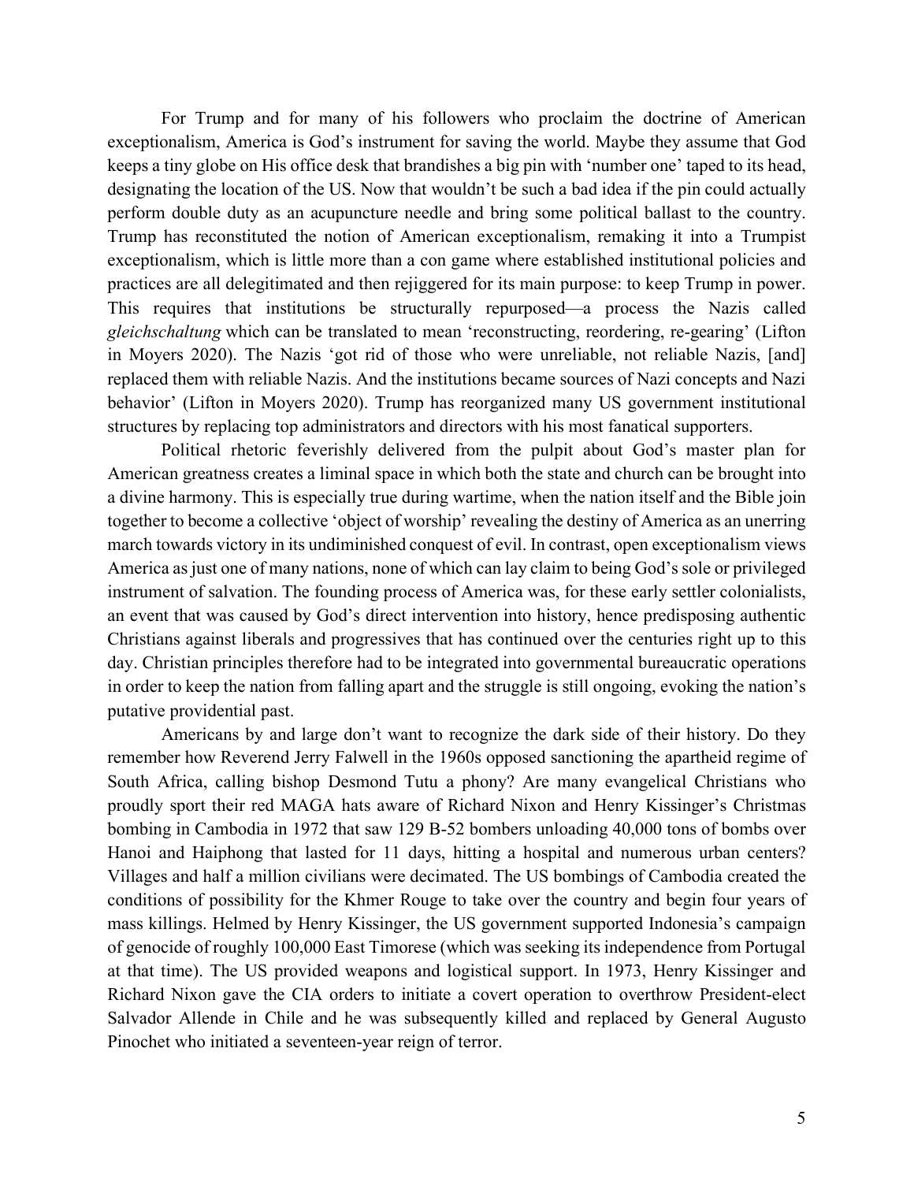For Trump and for many of his followers who proclaim the doctrine of American exceptionalism, America is God's instrument for saving the world. Maybe they assume that God keeps a tiny globe on His office desk that brandishes a big pin with 'number one' taped to its head, designating the location of the US. Now that wouldn't be such a bad idea if the pin could actually perform double duty as an acupuncture needle and bring some political ballast to the country. Trump has reconstituted the notion of American exceptionalism, remaking it into a Trumpist exceptionalism, which is little more than a con game where established institutional policies and practices are all delegitimated and then rejiggered for its main purpose: to keep Trump in power. This requires that institutions be structurally repurposed—a process the Nazis called *gleichschaltung* which can be translated to mean 'reconstructing, reordering, re-gearing' (Lifton in Moyers 2020). The Nazis 'got rid of those who were unreliable, not reliable Nazis, [and] replaced them with reliable Nazis. And the institutions became sources of Nazi concepts and Nazi behavior' (Lifton in Moyers 2020). Trump has reorganized many US government institutional structures by replacing top administrators and directors with his most fanatical supporters.

Political rhetoric feverishly delivered from the pulpit about God's master plan for American greatness creates a liminal space in which both the state and church can be brought into a divine harmony. This is especially true during wartime, when the nation itself and the Bible join together to become a collective 'object of worship' revealing the destiny of America as an unerring march towards victory in its undiminished conquest of evil. In contrast, open exceptionalism views America as just one of many nations, none of which can lay claim to being God's sole or privileged instrument of salvation. The founding process of America was, for these early settler colonialists, an event that was caused by God's direct intervention into history, hence predisposing authentic Christians against liberals and progressives that has continued over the centuries right up to this day. Christian principles therefore had to be integrated into governmental bureaucratic operations in order to keep the nation from falling apart and the struggle is still ongoing, evoking the nation's putative providential past.

Americans by and large don't want to recognize the dark side of their history. Do they remember how Reverend Jerry Falwell in the 1960s opposed sanctioning the apartheid regime of South Africa, calling bishop Desmond Tutu a phony? Are many evangelical Christians who proudly sport their red MAGA hats aware of Richard Nixon and Henry Kissinger's Christmas bombing in Cambodia in 1972 that saw 129 B-52 bombers unloading 40,000 tons of bombs over Hanoi and Haiphong that lasted for 11 days, hitting a hospital and numerous urban centers? Villages and half a million civilians were decimated. The US bombings of Cambodia created the conditions of possibility for the Khmer Rouge to take over the country and begin four years of mass killings. Helmed by Henry Kissinger, the US government supported Indonesia's campaign of genocide of roughly 100,000 East Timorese (which was seeking its independence from Portugal at that time). The US provided weapons and logistical support. In 1973, Henry Kissinger and Richard Nixon gave the CIA orders to initiate a covert operation to overthrow President-elect Salvador Allende in Chile and he was subsequently killed and replaced by General Augusto Pinochet who initiated a seventeen-year reign of terror.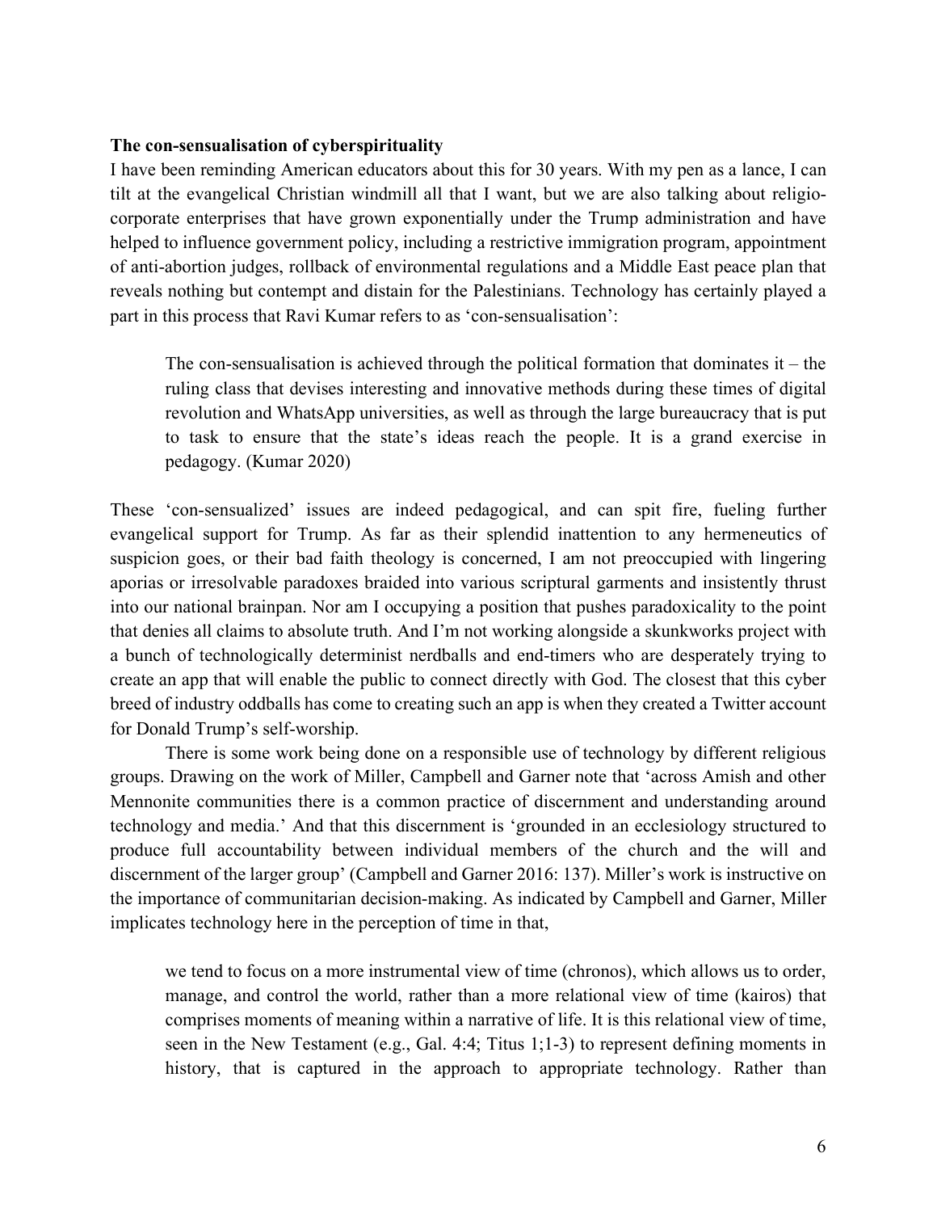**The con-sensualisation of cyberspirituality**

I have been reminding American educators about this for 30 years. With my pen as a lance, I can tilt at the evangelical Christian windmill all that I want, but we are also talking about religio-corporate enterprises that have grown exponentially under the Trump administration and have helped to influence government policy, including a restrictive immigration program, appointment of anti-abortion judges, rollback of environmental regulations and a Middle East peace plan that reveals nothing but contempt and distain for the Palestinians. Technology has certainly played a part in this process that Ravi Kumar refers to as 'con-sensualisation':

> The con-sensualisation is achieved through the political formation that dominates it – the ruling class that devises interesting and innovative methods during these times of digital revolution and WhatsApp universities, as well as through the large bureaucracy that is put to task to ensure that the state's ideas reach the people. It is a grand exercise in pedagogy. (Kumar 2020)

These 'con-sensualized' issues are indeed pedagogical, and can spit fire, fueling further evangelical support for Trump. As far as their splendid inattention to any hermeneutics of suspicion goes, or their bad faith theology is concerned, I am not preoccupied with lingering aporias or irresolvable paradoxes braided into various scriptural garments and insistently thrust into our national brainpan. Nor am I occupying a position that pushes paradoxicality to the point that denies all claims to absolute truth. And I'm not working alongside a skunkworks project with a bunch of technologically determinist nerdballs and end-timers who are desperately trying to create an app that will enable the public to connect directly with God. The closest that this cyber breed of industry oddballs has come to creating such an app is when they created a Twitter account for Donald Trump's self-worship.

There is some work being done on a responsible use of technology by different religious groups. Drawing on the work of Miller, Campbell and Garner note that 'across Amish and other Mennonite communities there is a common practice of discernment and understanding around technology and media.' And that this discernment is 'grounded in an ecclesiology structured to produce full accountability between individual members of the church and the will and discernment of the larger group' (Campbell and Garner 2016: 137). Miller's work is instructive on the importance of communitarian decision-making. As indicated by Campbell and Garner, Miller implicates technology here in the perception of time in that,

> we tend to focus on a more instrumental view of time (chronos), which allows us to order, manage, and control the world, rather than a more relational view of time (kairos) that comprises moments of meaning within a narrative of life. It is this relational view of time, seen in the New Testament (e.g., Gal. 4:4; Titus 1;1-3) to represent defining moments in history, that is captured in the approach to appropriate technology. Rather than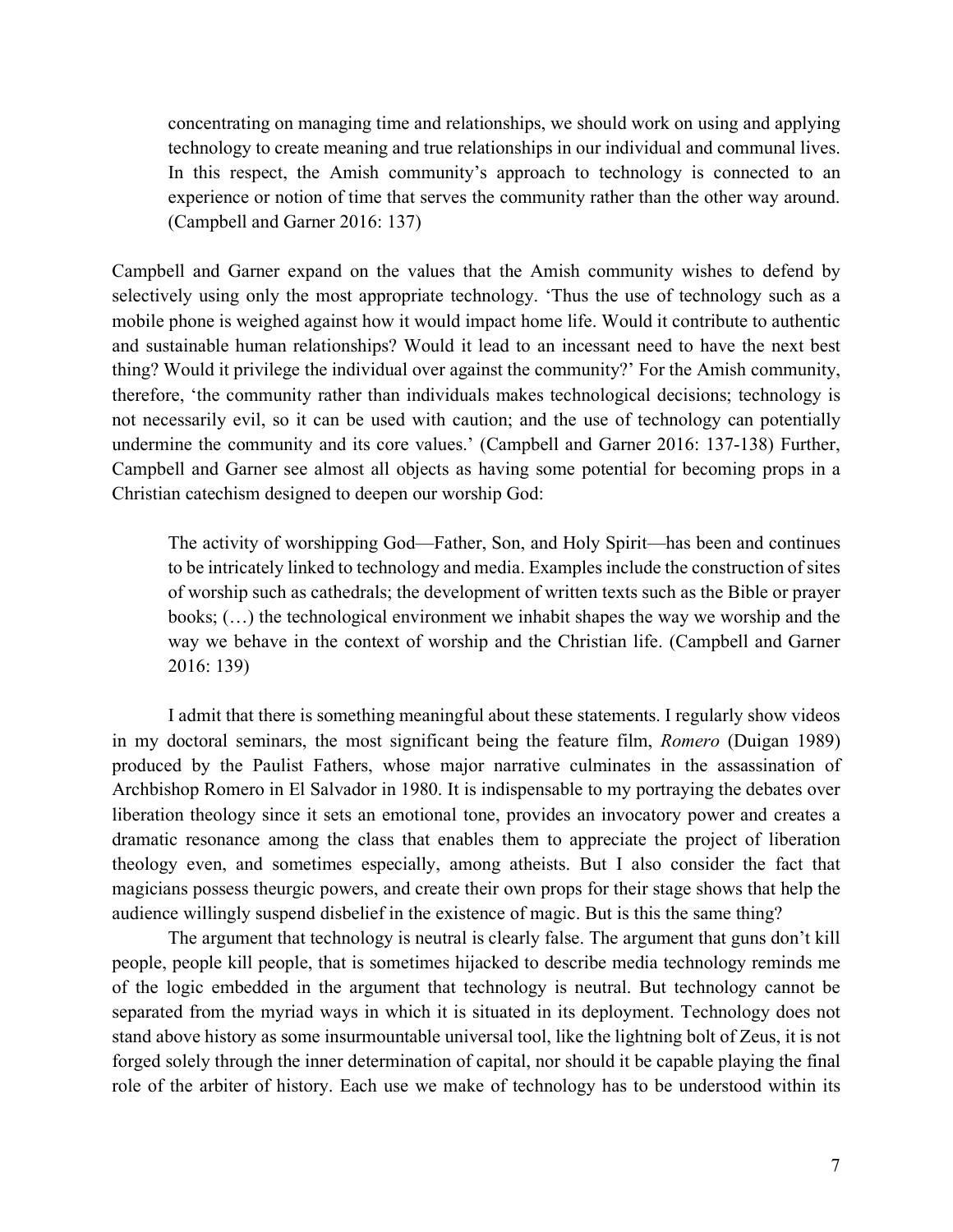> concentrating on managing time and relationships, we should work on using and applying technology to create meaning and true relationships in our individual and communal lives. In this respect, the Amish community's approach to technology is connected to an experience or notion of time that serves the community rather than the other way around. (Campbell and Garner 2016: 137)

Campbell and Garner expand on the values that the Amish community wishes to defend by selectively using only the most appropriate technology. 'Thus the use of technology such as a mobile phone is weighed against how it would impact home life. Would it contribute to authentic and sustainable human relationships? Would it lead to an incessant need to have the next best thing? Would it privilege the individual over against the community?' For the Amish community, therefore, 'the community rather than individuals makes technological decisions; technology is not necessarily evil, so it can be used with caution; and the use of technology can potentially undermine the community and its core values.' (Campbell and Garner 2016: 137-138) Further, Campbell and Garner see almost all objects as having some potential for becoming props in a Christian catechism designed to deepen our worship God:

> The activity of worshipping God—Father, Son, and Holy Spirit—has been and continues to be intricately linked to technology and media. Examples include the construction of sites of worship such as cathedrals; the development of written texts such as the Bible or prayer books; (…) the technological environment we inhabit shapes the way we worship and the way we behave in the context of worship and the Christian life. (Campbell and Garner 2016: 139)

I admit that there is something meaningful about these statements. I regularly show videos in my doctoral seminars, the most significant being the feature film, *Romero* (Duigan 1989) produced by the Paulist Fathers, whose major narrative culminates in the assassination of Archbishop Romero in El Salvador in 1980. It is indispensable to my portraying the debates over liberation theology since it sets an emotional tone, provides an invocatory power and creates a dramatic resonance among the class that enables them to appreciate the project of liberation theology even, and sometimes especially, among atheists. But I also consider the fact that magicians possess theurgic powers, and create their own props for their stage shows that help the audience willingly suspend disbelief in the existence of magic. But is this the same thing?

The argument that technology is neutral is clearly false. The argument that guns don't kill people, people kill people, that is sometimes hijacked to describe media technology reminds me of the logic embedded in the argument that technology is neutral. But technology cannot be separated from the myriad ways in which it is situated in its deployment. Technology does not stand above history as some insurmountable universal tool, like the lightning bolt of Zeus, it is not forged solely through the inner determination of capital, nor should it be capable playing the final role of the arbiter of history. Each use we make of technology has to be understood within its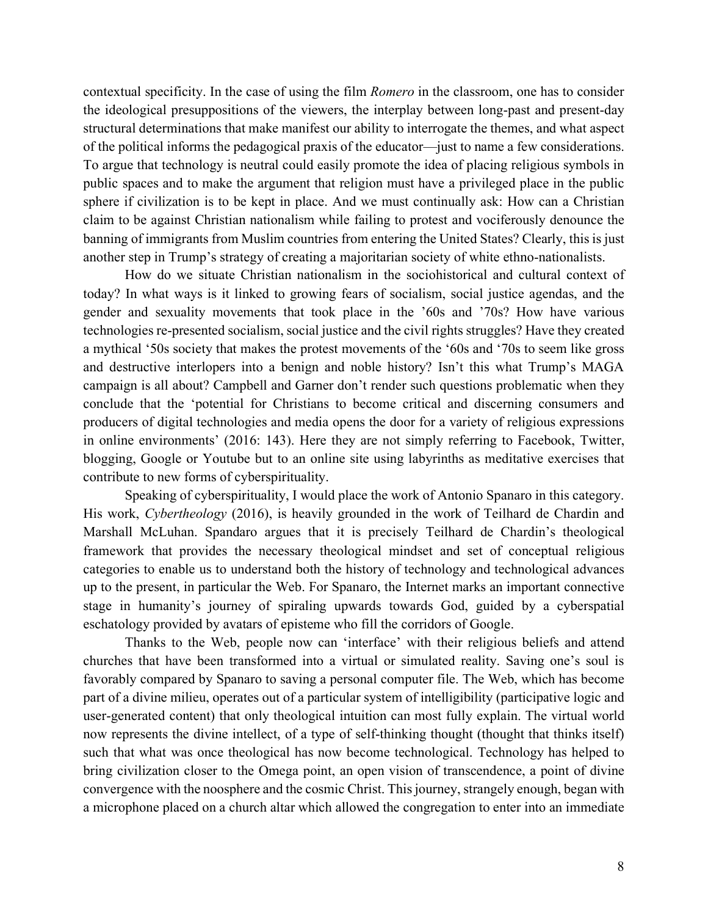contextual specificity. In the case of using the film *Romero* in the classroom, one has to consider the ideological presuppositions of the viewers, the interplay between long-past and present-day structural determinations that make manifest our ability to interrogate the themes, and what aspect of the political informs the pedagogical praxis of the educator—just to name a few considerations. To argue that technology is neutral could easily promote the idea of placing religious symbols in public spaces and to make the argument that religion must have a privileged place in the public sphere if civilization is to be kept in place. And we must continually ask: How can a Christian claim to be against Christian nationalism while failing to protest and vociferously denounce the banning of immigrants from Muslim countries from entering the United States? Clearly, this is just another step in Trump's strategy of creating a majoritarian society of white ethno-nationalists.

How do we situate Christian nationalism in the sociohistorical and cultural context of today? In what ways is it linked to growing fears of socialism, social justice agendas, and the gender and sexuality movements that took place in the '60s and '70s? How have various technologies re-presented socialism, social justice and the civil rights struggles? Have they created a mythical '50s society that makes the protest movements of the '60s and '70s to seem like gross and destructive interlopers into a benign and noble history? Isn't this what Trump's MAGA campaign is all about? Campbell and Garner don't render such questions problematic when they conclude that the 'potential for Christians to become critical and discerning consumers and producers of digital technologies and media opens the door for a variety of religious expressions in online environments' (2016: 143). Here they are not simply referring to Facebook, Twitter, blogging, Google or Youtube but to an online site using labyrinths as meditative exercises that contribute to new forms of cyberspirituality.

Speaking of cyberspirituality, I would place the work of Antonio Spanaro in this category. His work, *Cybertheology* (2016), is heavily grounded in the work of Teilhard de Chardin and Marshall McLuhan. Spandaro argues that it is precisely Teilhard de Chardin's theological framework that provides the necessary theological mindset and set of conceptual religious categories to enable us to understand both the history of technology and technological advances up to the present, in particular the Web. For Spanaro, the Internet marks an important connective stage in humanity's journey of spiraling upwards towards God, guided by a cyberspatial eschatology provided by avatars of episteme who fill the corridors of Google.

Thanks to the Web, people now can 'interface' with their religious beliefs and attend churches that have been transformed into a virtual or simulated reality. Saving one's soul is favorably compared by Spanaro to saving a personal computer file. The Web, which has become part of a divine milieu, operates out of a particular system of intelligibility (participative logic and user-generated content) that only theological intuition can most fully explain. The virtual world now represents the divine intellect, of a type of self-thinking thought (thought that thinks itself) such that what was once theological has now become technological. Technology has helped to bring civilization closer to the Omega point, an open vision of transcendence, a point of divine convergence with the noosphere and the cosmic Christ. This journey, strangely enough, began with a microphone placed on a church altar which allowed the congregation to enter into an immediate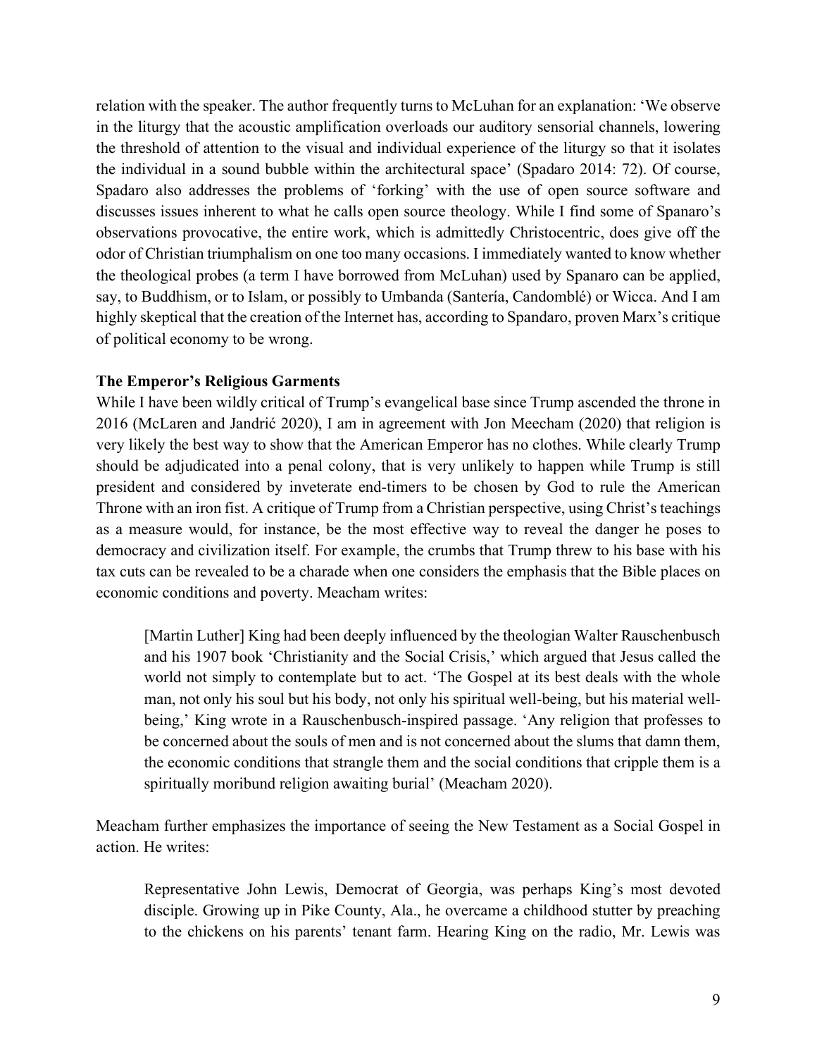relation with the speaker. The author frequently turns to McLuhan for an explanation: 'We observe in the liturgy that the acoustic amplification overloads our auditory sensorial channels, lowering the threshold of attention to the visual and individual experience of the liturgy so that it isolates the individual in a sound bubble within the architectural space' (Spadaro 2014: 72). Of course, Spadaro also addresses the problems of 'forking' with the use of open source software and discusses issues inherent to what he calls open source theology. While I find some of Spanaro's observations provocative, the entire work, which is admittedly Christocentric, does give off the odor of Christian triumphalism on one too many occasions. I immediately wanted to know whether the theological probes (a term I have borrowed from McLuhan) used by Spanaro can be applied, say, to Buddhism, or to Islam, or possibly to Umbanda (Santería, Candomblé) or Wicca. And I am highly skeptical that the creation of the Internet has, according to Spandaro, proven Marx's critique of political economy to be wrong.

**The Emperor's Religious Garments**

While I have been wildly critical of Trump's evangelical base since Trump ascended the throne in 2016 (McLaren and Jandrić 2020), I am in agreement with Jon Meecham (2020) that religion is very likely the best way to show that the American Emperor has no clothes. While clearly Trump should be adjudicated into a penal colony, that is very unlikely to happen while Trump is still president and considered by inveterate end-timers to be chosen by God to rule the American Throne with an iron fist. A critique of Trump from a Christian perspective, using Christ's teachings as a measure would, for instance, be the most effective way to reveal the danger he poses to democracy and civilization itself. For example, the crumbs that Trump threw to his base with his tax cuts can be revealed to be a charade when one considers the emphasis that the Bible places on economic conditions and poverty. Meacham writes:

> [Martin Luther] King had been deeply influenced by the theologian Walter Rauschenbusch and his 1907 book 'Christianity and the Social Crisis,' which argued that Jesus called the world not simply to contemplate but to act. 'The Gospel at its best deals with the whole man, not only his soul but his body, not only his spiritual well-being, but his material well-being,' King wrote in a Rauschenbusch-inspired passage. 'Any religion that professes to be concerned about the souls of men and is not concerned about the slums that damn them, the economic conditions that strangle them and the social conditions that cripple them is a spiritually moribund religion awaiting burial' (Meacham 2020).

Meacham further emphasizes the importance of seeing the New Testament as a Social Gospel in action. He writes:

> Representative John Lewis, Democrat of Georgia, was perhaps King's most devoted disciple. Growing up in Pike County, Ala., he overcame a childhood stutter by preaching to the chickens on his parents' tenant farm. Hearing King on the radio, Mr. Lewis was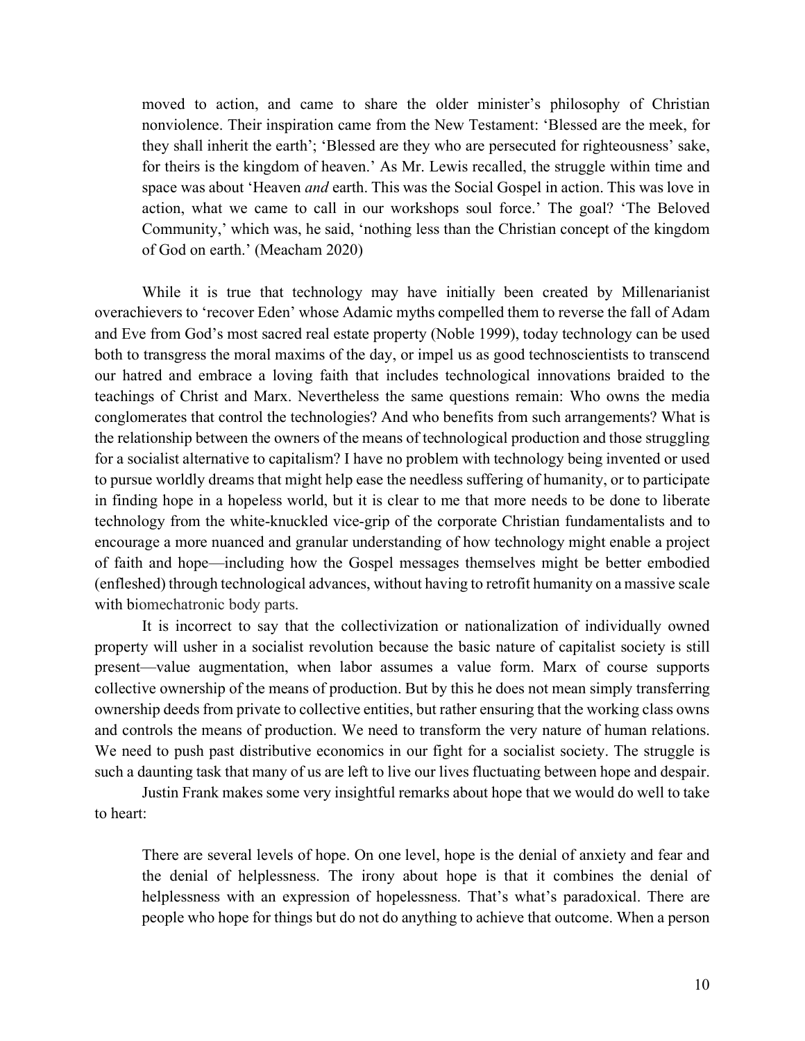> moved to action, and came to share the older minister's philosophy of Christian nonviolence. Their inspiration came from the New Testament: 'Blessed are the meek, for they shall inherit the earth'; 'Blessed are they who are persecuted for righteousness' sake, for theirs is the kingdom of heaven.' As Mr. Lewis recalled, the struggle within time and space was about 'Heaven *and* earth. This was the Social Gospel in action. This was love in action, what we came to call in our workshops soul force.' The goal? 'The Beloved Community,' which was, he said, 'nothing less than the Christian concept of the kingdom of God on earth.' (Meacham 2020)

While it is true that technology may have initially been created by Millenarianist overachievers to 'recover Eden' whose Adamic myths compelled them to reverse the fall of Adam and Eve from God's most sacred real estate property (Noble 1999), today technology can be used both to transgress the moral maxims of the day, or impel us as good technoscientists to transcend our hatred and embrace a loving faith that includes technological innovations braided to the teachings of Christ and Marx. Nevertheless the same questions remain: Who owns the media conglomerates that control the technologies? And who benefits from such arrangements? What is the relationship between the owners of the means of technological production and those struggling for a socialist alternative to capitalism? I have no problem with technology being invented or used to pursue worldly dreams that might help ease the needless suffering of humanity, or to participate in finding hope in a hopeless world, but it is clear to me that more needs to be done to liberate technology from the white-knuckled vice-grip of the corporate Christian fundamentalists and to encourage a more nuanced and granular understanding of how technology might enable a project of faith and hope—including how the Gospel messages themselves might be better embodied (enfleshed) through technological advances, without having to retrofit humanity on a massive scale with biomechatronic body parts.

It is incorrect to say that the collectivization or nationalization of individually owned property will usher in a socialist revolution because the basic nature of capitalist society is still present—value augmentation, when labor assumes a value form. Marx of course supports collective ownership of the means of production. But by this he does not mean simply transferring ownership deeds from private to collective entities, but rather ensuring that the working class owns and controls the means of production. We need to transform the very nature of human relations. We need to push past distributive economics in our fight for a socialist society. The struggle is such a daunting task that many of us are left to live our lives fluctuating between hope and despair.

Justin Frank makes some very insightful remarks about hope that we would do well to take to heart:

> There are several levels of hope. On one level, hope is the denial of anxiety and fear and the denial of helplessness. The irony about hope is that it combines the denial of helplessness with an expression of hopelessness. That's what's paradoxical. There are people who hope for things but do not do anything to achieve that outcome. When a person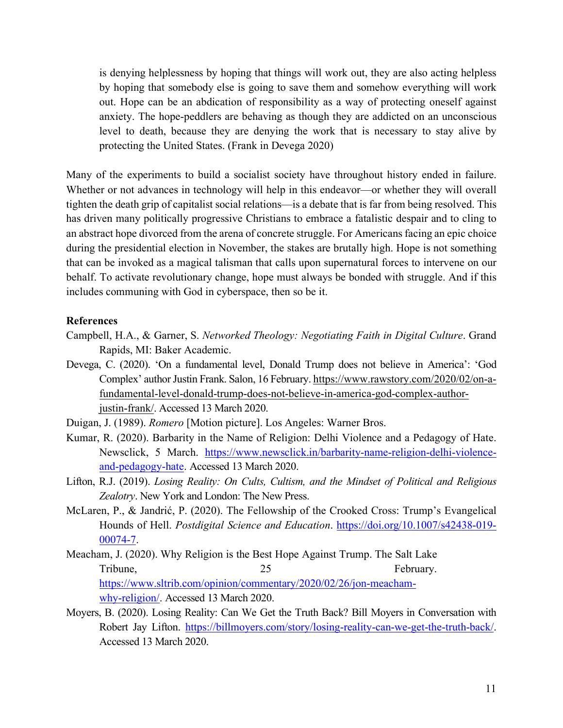> is denying helplessness by hoping that things will work out, they are also acting helpless by hoping that somebody else is going to save them and somehow everything will work out. Hope can be an abdication of responsibility as a way of protecting oneself against anxiety. The hope-peddlers are behaving as though they are addicted on an unconscious level to death, because they are denying the work that is necessary to stay alive by protecting the United States. (Frank in Devega 2020)

Many of the experiments to build a socialist society have throughout history ended in failure. Whether or not advances in technology will help in this endeavor—or whether they will overall tighten the death grip of capitalist social relations—is a debate that is far from being resolved. This has driven many politically progressive Christians to embrace a fatalistic despair and to cling to an abstract hope divorced from the arena of concrete struggle. For Americans facing an epic choice during the presidential election in November, the stakes are brutally high. Hope is not something that can be invoked as a magical talisman that calls upon supernatural forces to intervene on our behalf. To activate revolutionary change, hope must always be bonded with struggle. And if this includes communing with God in cyberspace, then so be it.

**References**

Campbell, H.A., & Garner, S. *Networked Theology: Negotiating Faith in Digital Culture*. Grand Rapids, MI: Baker Academic.

Devega, C. (2020). 'On a fundamental level, Donald Trump does not believe in America': 'God Complex' author Justin Frank. Salon, 16 February. https://www.rawstory.com/2020/02/on-a-fundamental-level-donald-trump-does-not-believe-in-america-god-complex-author-justin-frank/. Accessed 13 March 2020.

Duigan, J. (1989). *Romero* [Motion picture]. Los Angeles: Warner Bros.

Kumar, R. (2020). Barbarity in the Name of Religion: Delhi Violence and a Pedagogy of Hate. Newsclick, 5 March. https://www.newsclick.in/barbarity-name-religion-delhi-violence-and-pedagogy-hate. Accessed 13 March 2020.

Lifton, R.J. (2019). *Losing Reality: On Cults, Cultism, and the Mindset of Political and Religious Zealotry*. New York and London: The New Press.

McLaren, P., & Jandrić, P. (2020). The Fellowship of the Crooked Cross: Trump's Evangelical Hounds of Hell. *Postdigital Science and Education*. https://doi.org/10.1007/s42438-019-00074-7.

Meacham, J. (2020). Why Religion is the Best Hope Against Trump. The Salt Lake Tribune, 25 February. https://www.sltrib.com/opinion/commentary/2020/02/26/jon-meacham-why-religion/. Accessed 13 March 2020.

Moyers, B. (2020). Losing Reality: Can We Get the Truth Back? Bill Moyers in Conversation with Robert Jay Lifton. https://billmoyers.com/story/losing-reality-can-we-get-the-truth-back/. Accessed 13 March 2020.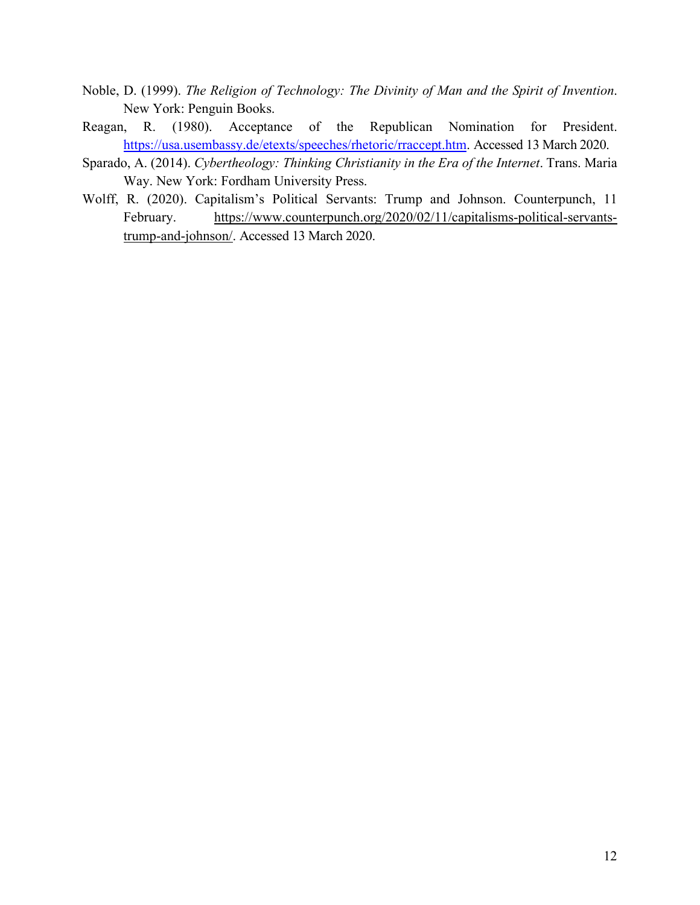Noble, D. (1999). *The Religion of Technology: The Divinity of Man and the Spirit of Invention*. New York: Penguin Books.

Reagan, R. (1980). Acceptance of the Republican Nomination for President. https://usa.usembassy.de/etexts/speeches/rhetoric/rraccept.htm. Accessed 13 March 2020.

Sparado, A. (2014). *Cybertheology: Thinking Christianity in the Era of the Internet*. Trans. Maria Way. New York: Fordham University Press.

Wolff, R. (2020). Capitalism's Political Servants: Trump and Johnson. Counterpunch, 11 February. https://www.counterpunch.org/2020/02/11/capitalisms-political-servants-trump-and-johnson/. Accessed 13 March 2020.